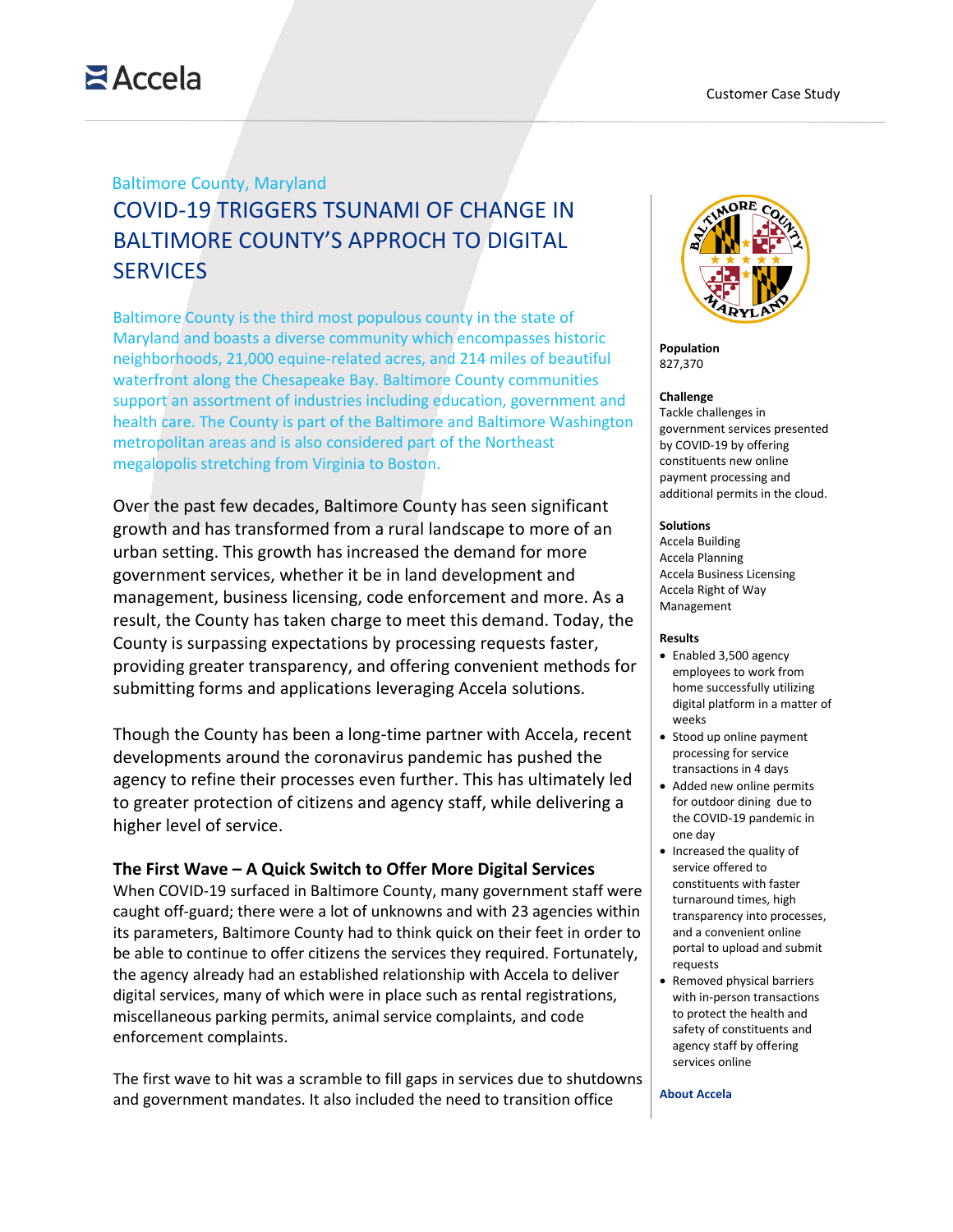Accela

Customer Case Study

Baltimore County, Maryland

# COVID-19 TRIGGERS TSUNAMI OF CHANGE IN BALTIMORE COUNTY'S APPROCH TO DIGITAL SERVICES

Baltimore County is the third most populous county in the state of Maryland and boasts a diverse community which encompasses historic neighborhoods, 21,000 equine-related acres, and 214 miles of beautiful waterfront along the Chesapeake Bay. Baltimore County communities support an assortment of industries including education, government and health care. The County is part of the Baltimore and Baltimore Washington metropolitan areas and is also considered part of the Northeast megalopolis stretching from Virginia to Boston.

Over the past few decades, Baltimore County has seen significant growth and has transformed from a rural landscape to more of an urban setting. This growth has increased the demand for more government services, whether it be in land development and management, business licensing, code enforcement and more. As a result, the County has taken charge to meet this demand. Today, the County is surpassing expectations by processing requests faster, providing greater transparency, and offering convenient methods for submitting forms and applications leveraging Accela solutions.

Though the County has been a long-time partner with Accela, recent developments around the coronavirus pandemic has pushed the agency to refine their processes even further. This has ultimately led to greater protection of citizens and agency staff, while delivering a higher level of service.

## The First Wave – A Quick Switch to Offer More Digital Services

When COVID-19 surfaced in Baltimore County, many government staff were caught off-guard; there were a lot of unknowns and with 23 agencies within its parameters, Baltimore County had to think quick on their feet in order to be able to continue to offer citizens the services they required. Fortunately, the agency already had an established relationship with Accela to deliver digital services, many of which were in place such as rental registrations, miscellaneous parking permits, animal service complaints, and code enforcement complaints.

The first wave to hit was a scramble to fill gaps in services due to shutdowns and government mandates. It also included the need to transition office

**Population**
827,370

**Challenge**
Tackle challenges in government services presented by COVID-19 by offering constituents new online payment processing and additional permits in the cloud.

**Solutions**
Accela Building
Accela Planning
Accela Business Licensing
Accela Right of Way Management

**Results**

- Enabled 3,500 agency employees to work from home successfully utilizing digital platform in a matter of weeks
- Stood up online payment processing for service transactions in 4 days
- Added new online permits for outdoor dining due to the COVID-19 pandemic in one day
- Increased the quality of service offered to constituents with faster turnaround times, high transparency into processes, and a convenient online portal to upload and submit requests
- Removed physical barriers with in-person transactions to protect the health and safety of constituents and agency staff by offering services online

**About Accela**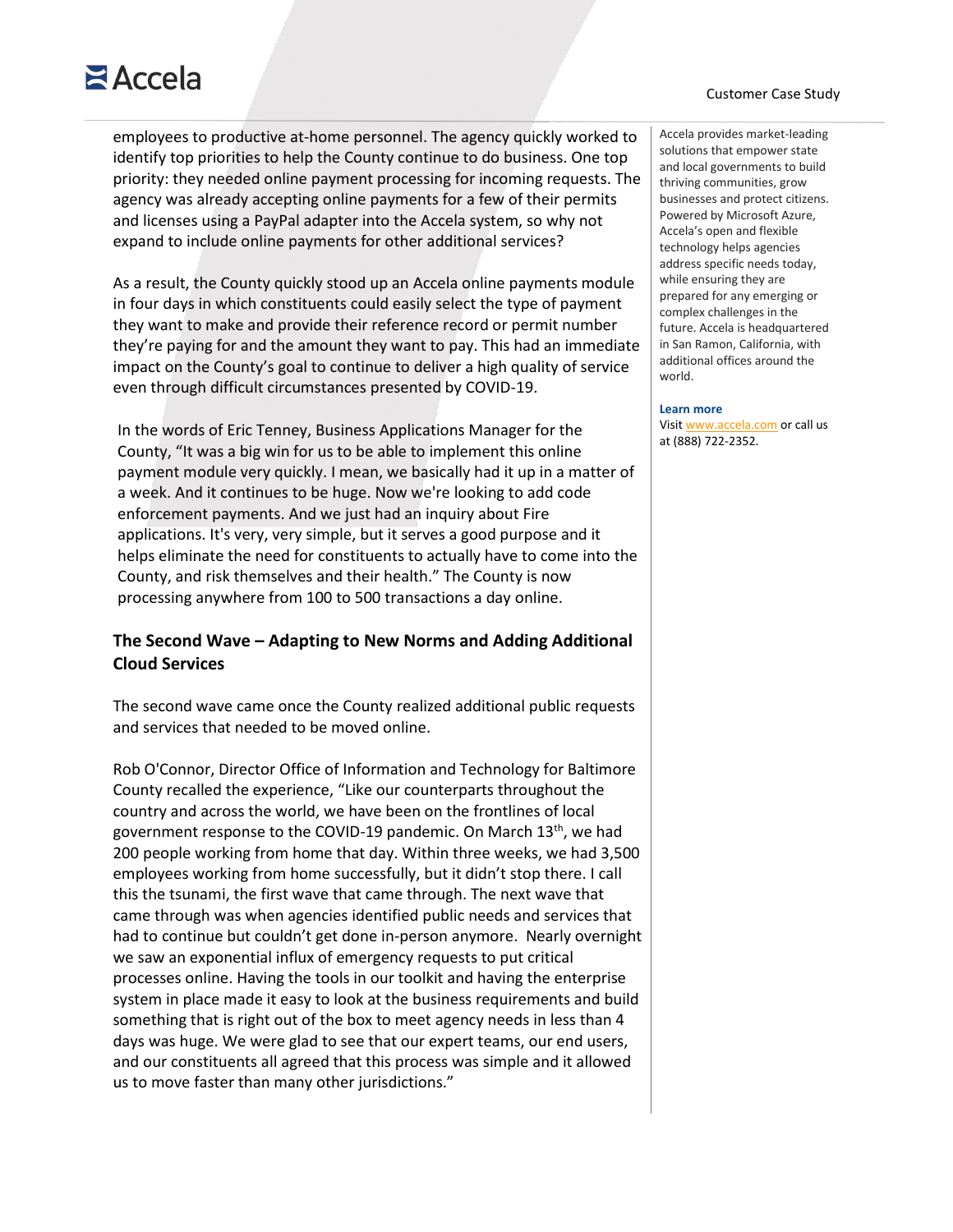employees to productive at-home personnel. The agency quickly worked to identify top priorities to help the County continue to do business. One top priority: they needed online payment processing for incoming requests. The agency was already accepting online payments for a few of their permits and licenses using a PayPal adapter into the Accela system, so why not expand to include online payments for other additional services?

As a result, the County quickly stood up an Accela online payments module in four days in which constituents could easily select the type of payment they want to make and provide their reference record or permit number they're paying for and the amount they want to pay. This had an immediate impact on the County's goal to continue to deliver a high quality of service even through difficult circumstances presented by COVID-19.

In the words of Eric Tenney, Business Applications Manager for the County, "It was a big win for us to be able to implement this online payment module very quickly. I mean, we basically had it up in a matter of a week. And it continues to be huge. Now we're looking to add code enforcement payments. And we just had an inquiry about Fire applications. It's very, very simple, but it serves a good purpose and it helps eliminate the need for constituents to actually have to come into the County, and risk themselves and their health." The County is now processing anywhere from 100 to 500 transactions a day online.

## The Second Wave – Adapting to New Norms and Adding Additional Cloud Services

The second wave came once the County realized additional public requests and services that needed to be moved online.

Rob O'Connor, Director Office of Information and Technology for Baltimore County recalled the experience, "Like our counterparts throughout the country and across the world, we have been on the frontlines of local government response to the COVID-19 pandemic. On March 13th, we had 200 people working from home that day. Within three weeks, we had 3,500 employees working from home successfully, but it didn't stop there. I call this the tsunami, the first wave that came through. The next wave that came through was when agencies identified public needs and services that had to continue but couldn't get done in-person anymore. Nearly overnight we saw an exponential influx of emergency requests to put critical processes online. Having the tools in our toolkit and having the enterprise system in place made it easy to look at the business requirements and build something that is right out of the box to meet agency needs in less than 4 days was huge. We were glad to see that our expert teams, our end users, and our constituents all agreed that this process was simple and it allowed us to move faster than many other jurisdictions."

Accela provides market-leading solutions that empower state and local governments to build thriving communities, grow businesses and protect citizens. Powered by Microsoft Azure, Accela's open and flexible technology helps agencies address specific needs today, while ensuring they are prepared for any emerging or complex challenges in the future. Accela is headquartered in San Ramon, California, with additional offices around the world.

**Learn more**

Visit www.accela.com or call us at (888) 722-2352.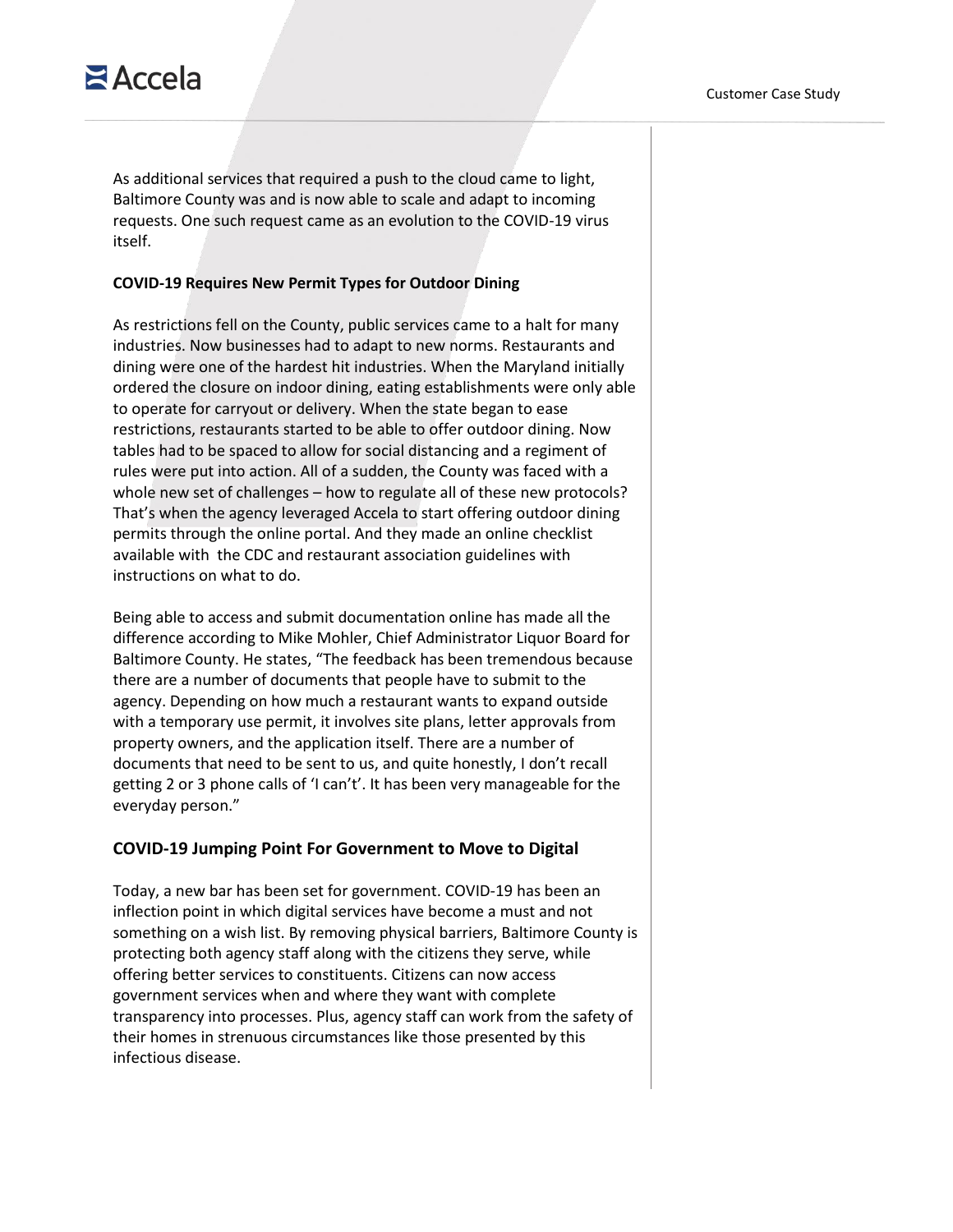As additional services that required a push to the cloud came to light, Baltimore County was and is now able to scale and adapt to incoming requests. One such request came as an evolution to the COVID-19 virus itself.

**COVID-19 Requires New Permit Types for Outdoor Dining**

As restrictions fell on the County, public services came to a halt for many industries. Now businesses had to adapt to new norms. Restaurants and dining were one of the hardest hit industries. When the Maryland initially ordered the closure on indoor dining, eating establishments were only able to operate for carryout or delivery. When the state began to ease restrictions, restaurants started to be able to offer outdoor dining. Now tables had to be spaced to allow for social distancing and a regiment of rules were put into action. All of a sudden, the County was faced with a whole new set of challenges – how to regulate all of these new protocols? That's when the agency leveraged Accela to start offering outdoor dining permits through the online portal. And they made an online checklist available with the CDC and restaurant association guidelines with instructions on what to do.

Being able to access and submit documentation online has made all the difference according to Mike Mohler, Chief Administrator Liquor Board for Baltimore County. He states, "The feedback has been tremendous because there are a number of documents that people have to submit to the agency. Depending on how much a restaurant wants to expand outside with a temporary use permit, it involves site plans, letter approvals from property owners, and the application itself. There are a number of documents that need to be sent to us, and quite honestly, I don't recall getting 2 or 3 phone calls of 'I can't'. It has been very manageable for the everyday person."

## COVID-19 Jumping Point For Government to Move to Digital

Today, a new bar has been set for government. COVID-19 has been an inflection point in which digital services have become a must and not something on a wish list. By removing physical barriers, Baltimore County is protecting both agency staff along with the citizens they serve, while offering better services to constituents. Citizens can now access government services when and where they want with complete transparency into processes. Plus, agency staff can work from the safety of their homes in strenuous circumstances like those presented by this infectious disease.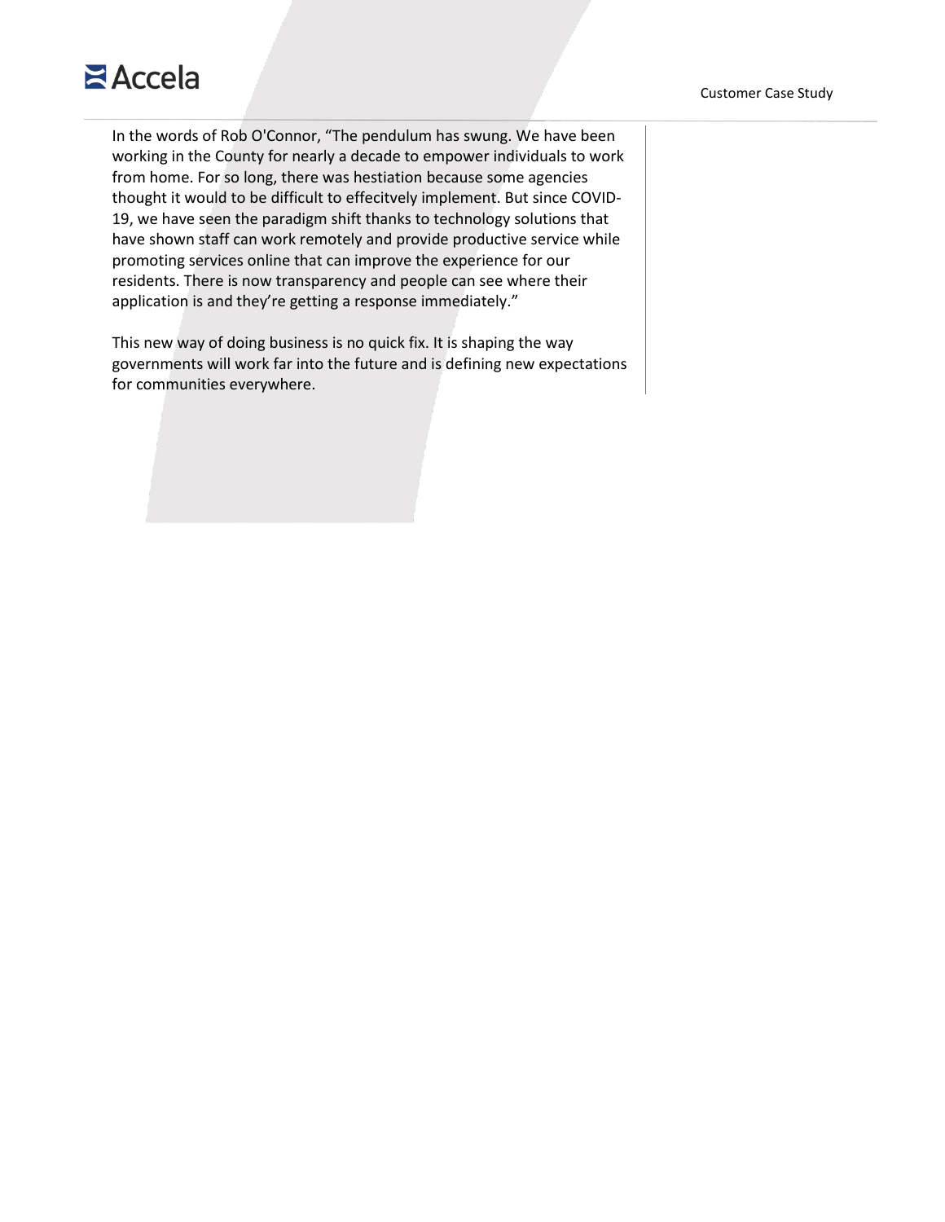In the words of Rob O'Connor, "The pendulum has swung. We have been working in the County for nearly a decade to empower individuals to work from home. For so long, there was hestiation because some agencies thought it would to be difficult to effecitvely implement. But since COVID-19, we have seen the paradigm shift thanks to technology solutions that have shown staff can work remotely and provide productive service while promoting services online that can improve the experience for our residents. There is now transparency and people can see where their application is and they're getting a response immediately."

This new way of doing business is no quick fix. It is shaping the way governments will work far into the future and is defining new expectations for communities everywhere.